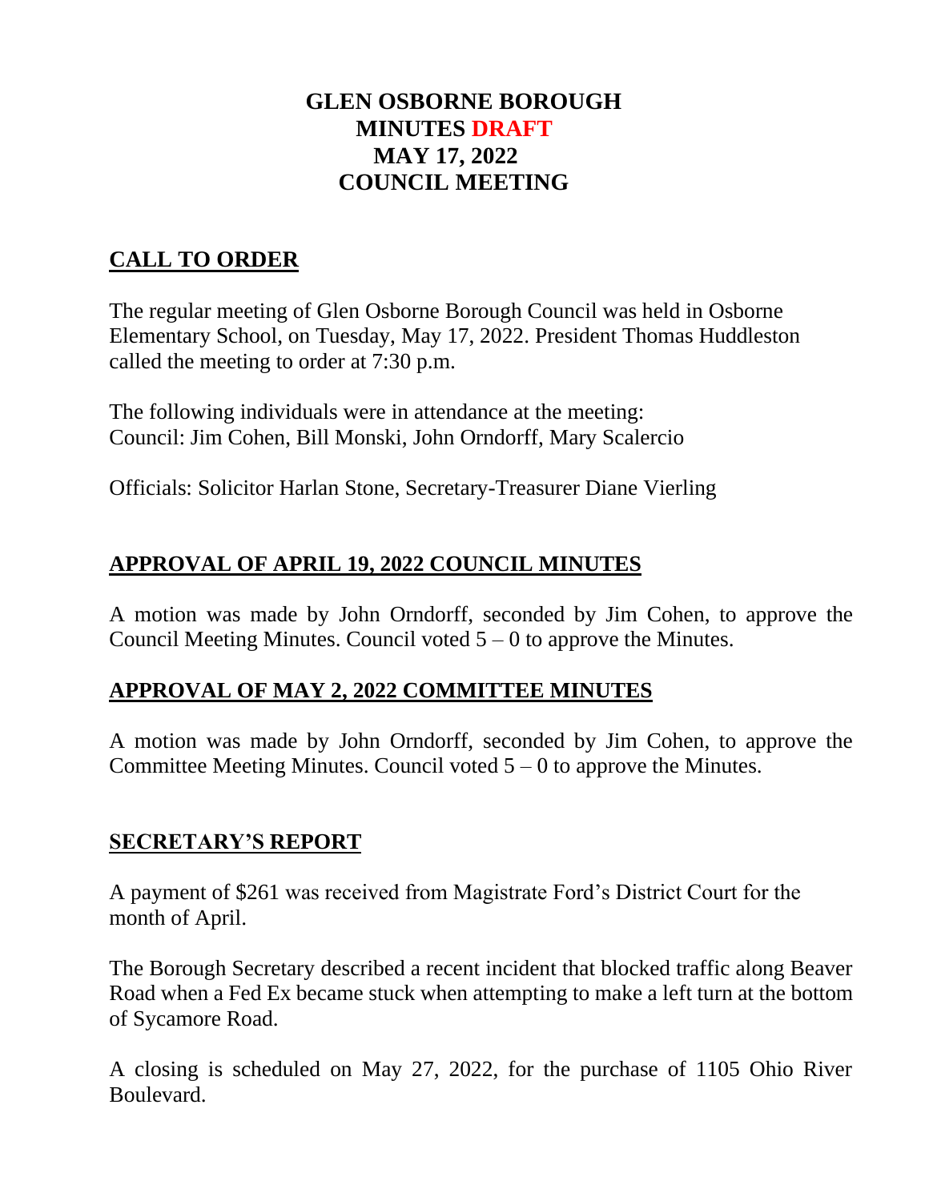# GLEN OSBORNE BOROUGH
# MINUTES DRAFT
# MAY 17, 2022
# COUNCIL MEETING

## CALL TO ORDER

The regular meeting of Glen Osborne Borough Council was held in Osborne Elementary School, on Tuesday, May 17, 2022. President Thomas Huddleston called the meeting to order at 7:30 p.m.

The following individuals were in attendance at the meeting:
Council: Jim Cohen, Bill Monski, John Orndorff, Mary Scalercio

Officials: Solicitor Harlan Stone, Secretary-Treasurer Diane Vierling

## APPROVAL OF APRIL 19, 2022 COUNCIL MINUTES

A motion was made by John Orndorff, seconded by Jim Cohen, to approve the Council Meeting Minutes. Council voted 5 – 0 to approve the Minutes.

## APPROVAL OF MAY 2, 2022 COMMITTEE MINUTES

A motion was made by John Orndorff, seconded by Jim Cohen, to approve the Committee Meeting Minutes. Council voted 5 – 0 to approve the Minutes.

## SECRETARY'S REPORT

A payment of $261 was received from Magistrate Ford's District Court for the month of April.

The Borough Secretary described a recent incident that blocked traffic along Beaver Road when a Fed Ex became stuck when attempting to make a left turn at the bottom of Sycamore Road.

A closing is scheduled on May 27, 2022, for the purchase of 1105 Ohio River Boulevard.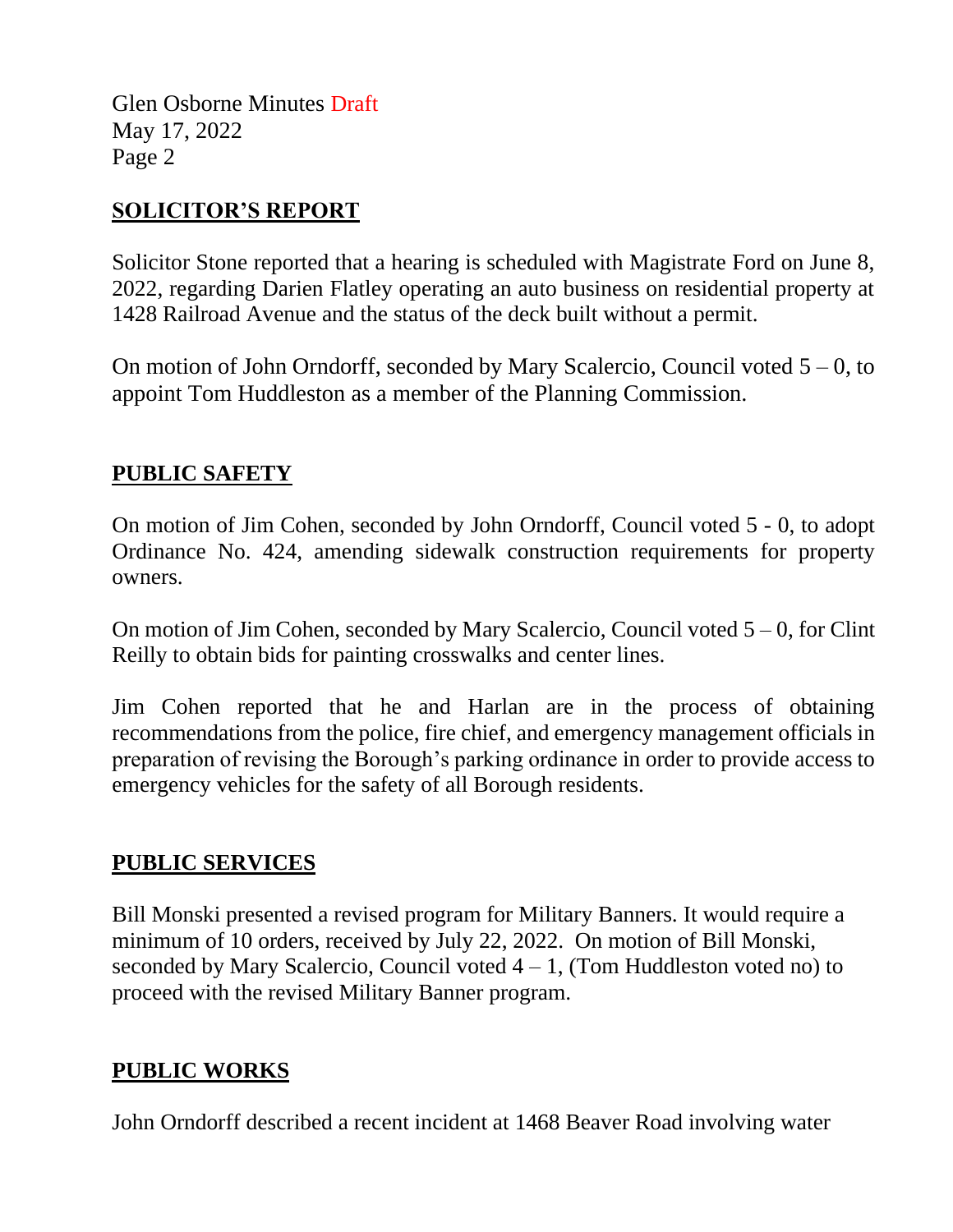## SOLICITOR'S REPORT

Solicitor Stone reported that a hearing is scheduled with Magistrate Ford on June 8, 2022, regarding Darien Flatley operating an auto business on residential property at 1428 Railroad Avenue and the status of the deck built without a permit.

On motion of John Orndorff, seconded by Mary Scalercio, Council voted 5 – 0, to appoint Tom Huddleston as a member of the Planning Commission.

## PUBLIC SAFETY

On motion of Jim Cohen, seconded by John Orndorff, Council voted 5 - 0, to adopt Ordinance No. 424, amending sidewalk construction requirements for property owners.

On motion of Jim Cohen, seconded by Mary Scalercio, Council voted 5 – 0, for Clint Reilly to obtain bids for painting crosswalks and center lines.

Jim Cohen reported that he and Harlan are in the process of obtaining recommendations from the police, fire chief, and emergency management officials in preparation of revising the Borough's parking ordinance in order to provide access to emergency vehicles for the safety of all Borough residents.

## PUBLIC SERVICES

Bill Monski presented a revised program for Military Banners. It would require a minimum of 10 orders, received by July 22, 2022. On motion of Bill Monski, seconded by Mary Scalercio, Council voted 4 – 1, (Tom Huddleston voted no) to proceed with the revised Military Banner program.

## PUBLIC WORKS

John Orndorff described a recent incident at 1468 Beaver Road involving water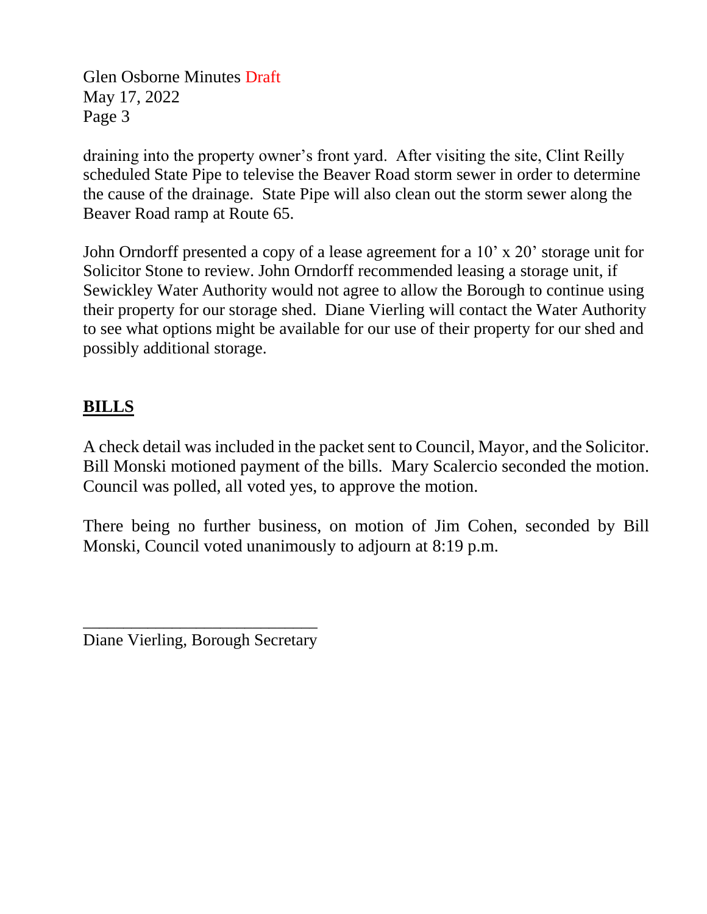draining into the property owner's front yard. After visiting the site, Clint Reilly scheduled State Pipe to televise the Beaver Road storm sewer in order to determine the cause of the drainage. State Pipe will also clean out the storm sewer along the Beaver Road ramp at Route 65.

John Orndorff presented a copy of a lease agreement for a 10' x 20' storage unit for Solicitor Stone to review. John Orndorff recommended leasing a storage unit, if Sewickley Water Authority would not agree to allow the Borough to continue using their property for our storage shed. Diane Vierling will contact the Water Authority to see what options might be available for our use of their property for our shed and possibly additional storage.

## BILLS

A check detail was included in the packet sent to Council, Mayor, and the Solicitor. Bill Monski motioned payment of the bills. Mary Scalercio seconded the motion. Council was polled, all voted yes, to approve the motion.

There being no further business, on motion of Jim Cohen, seconded by Bill Monski, Council voted unanimously to adjourn at 8:19 p.m.

\_\_\_\_\_\_\_\_\_\_\_\_\_\_\_\_\_\_\_\_\_\_\_\_\_\_\_\_

Diane Vierling, Borough Secretary